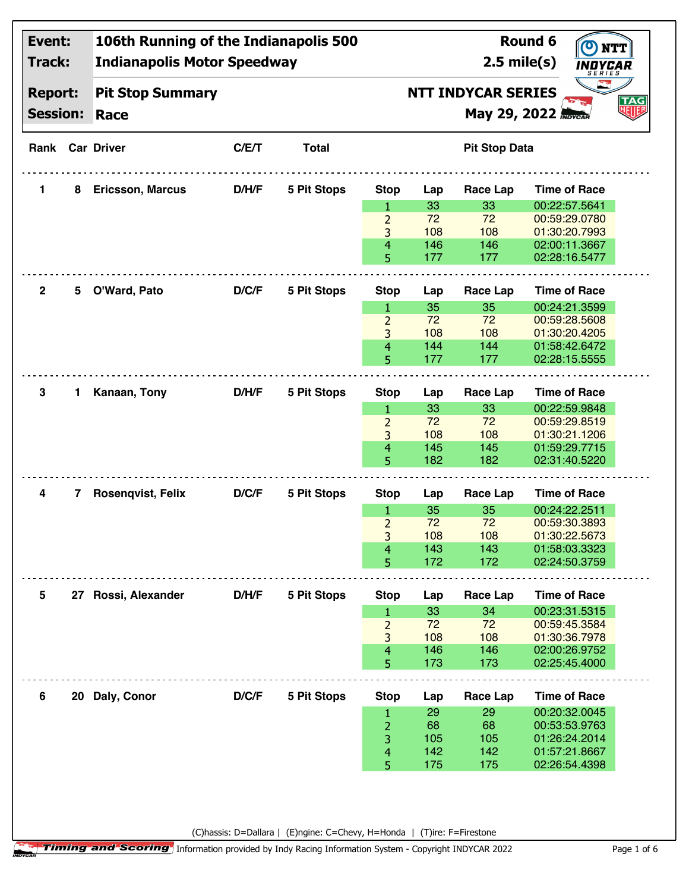| | | | |
|---|---|---|---|
| **Event:** | **106th Running of the Indianapolis 500** | **Round 6** | |
| **Track:** | **Indianapolis Motor Speedway** | **2.5 mile(s)** | |
| **Report:** | **Pit Stop Summary** | **NTT INDYCAR SERIES** | |
| **Session:** | **Race** | **May 29, 2022** | |

| Rank | Car | Driver | C/E/T | Total | Stop | Lap | Race Lap | Time of Race |
|---|---|---|---|---|---|---|---|---|
| 1 | 8 | Ericsson, Marcus | D/H/F | 5 Pit Stops | 1 | 33 | 33 | 00:22:57.5641 |
| | | | | | 2 | 72 | 72 | 00:59:29.0780 |
| | | | | | 3 | 108 | 108 | 01:30:20.7993 |
| | | | | | 4 | 146 | 146 | 02:00:11.3667 |
| | | | | | 5 | 177 | 177 | 02:28:16.5477 |
| 2 | 5 | O'Ward, Pato | D/C/F | 5 Pit Stops | 1 | 35 | 35 | 00:24:21.3599 |
| | | | | | 2 | 72 | 72 | 00:59:28.5608 |
| | | | | | 3 | 108 | 108 | 01:30:20.4205 |
| | | | | | 4 | 144 | 144 | 01:58:42.6472 |
| | | | | | 5 | 177 | 177 | 02:28:15.5555 |
| 3 | 1 | Kanaan, Tony | D/H/F | 5 Pit Stops | 1 | 33 | 33 | 00:22:59.9848 |
| | | | | | 2 | 72 | 72 | 00:59:29.8519 |
| | | | | | 3 | 108 | 108 | 01:30:21.1206 |
| | | | | | 4 | 145 | 145 | 01:59:29.7715 |
| | | | | | 5 | 182 | 182 | 02:31:40.5220 |
| 4 | 7 | Rosenqvist, Felix | D/C/F | 5 Pit Stops | 1 | 35 | 35 | 00:24:22.2511 |
| | | | | | 2 | 72 | 72 | 00:59:30.3893 |
| | | | | | 3 | 108 | 108 | 01:30:22.5673 |
| | | | | | 4 | 143 | 143 | 01:58:03.3323 |
| | | | | | 5 | 172 | 172 | 02:24:50.3759 |
| 5 | 27 | Rossi, Alexander | D/H/F | 5 Pit Stops | 1 | 33 | 34 | 00:23:31.5315 |
| | | | | | 2 | 72 | 72 | 00:59:45.3584 |
| | | | | | 3 | 108 | 108 | 01:30:36.7978 |
| | | | | | 4 | 146 | 146 | 02:00:26.9752 |
| | | | | | 5 | 173 | 173 | 02:25:45.4000 |
| 6 | 20 | Daly, Conor | D/C/F | 5 Pit Stops | 1 | 29 | 29 | 00:20:32.0045 |
| | | | | | 2 | 68 | 68 | 00:53:53.9763 |
| | | | | | 3 | 105 | 105 | 01:26:24.2014 |
| | | | | | 4 | 142 | 142 | 01:57:21.8667 |
| | | | | | 5 | 175 | 175 | 02:26:54.4398 |

(C)hassis: D=Dallara | (E)ngine: C=Chevy, H=Honda | (T)ire: F=Firestone

Timing and Scoring Information provided by Indy Racing Information System - Copyright INDYCAR 2022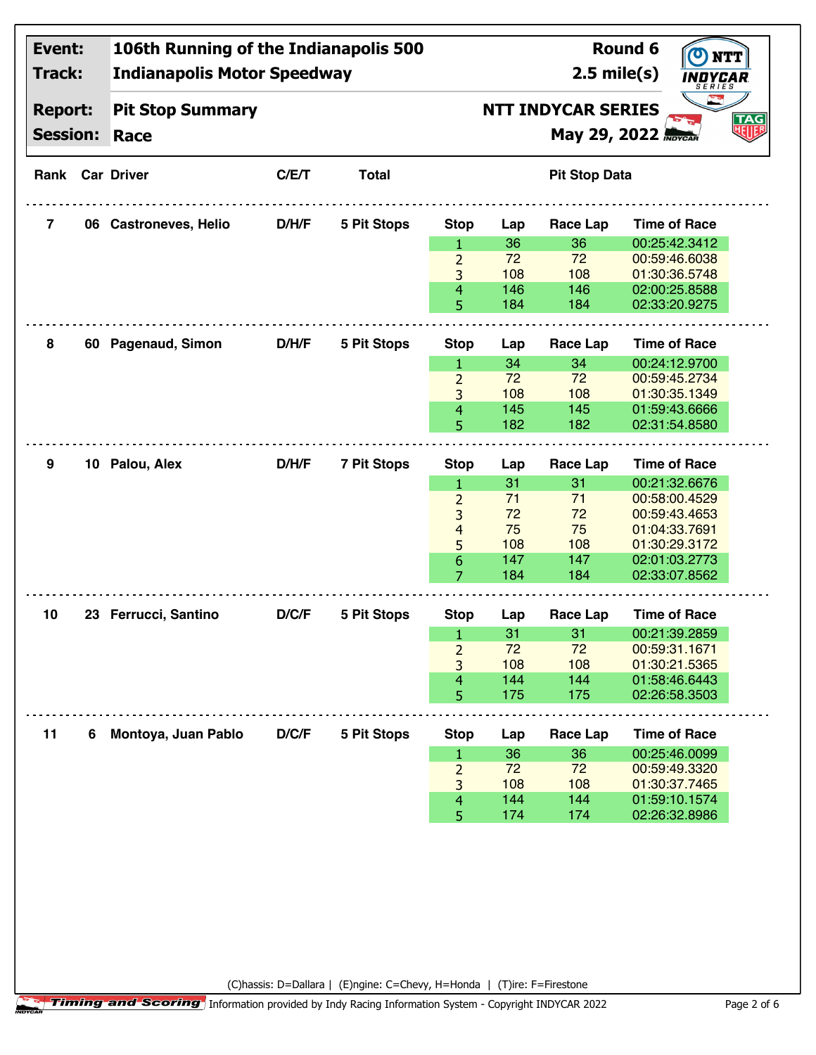| Event: | 106th Running of the Indianapolis 500 | Round 6 |
|---|---|---|
| Track: | Indianapolis Motor Speedway | 2.5 mile(s) |
| Report: | Pit Stop Summary | NTT INDYCAR SERIES |
| Session: | Race | May 29, 2022 |

| Rank | Car | Driver | C/E/T | Total | Stop | Lap | Race Lap | Time of Race |
|---|---|---|---|---|---|---|---|---|
| 7 | 06 | Castroneves, Helio | D/H/F | 5 Pit Stops | 1 | 36 | 36 | 00:25:42.3412 |
| | | | | | 2 | 72 | 72 | 00:59:46.6038 |
| | | | | | 3 | 108 | 108 | 01:30:36.5748 |
| | | | | | 4 | 146 | 146 | 02:00:25.8588 |
| | | | | | 5 | 184 | 184 | 02:33:20.9275 |
| 8 | 60 | Pagenaud, Simon | D/H/F | 5 Pit Stops | 1 | 34 | 34 | 00:24:12.9700 |
| | | | | | 2 | 72 | 72 | 00:59:45.2734 |
| | | | | | 3 | 108 | 108 | 01:30:35.1349 |
| | | | | | 4 | 145 | 145 | 01:59:43.6666 |
| | | | | | 5 | 182 | 182 | 02:31:54.8580 |
| 9 | 10 | Palou, Alex | D/H/F | 7 Pit Stops | 1 | 31 | 31 | 00:21:32.6676 |
| | | | | | 2 | 71 | 71 | 00:58:00.4529 |
| | | | | | 3 | 72 | 72 | 00:59:43.4653 |
| | | | | | 4 | 75 | 75 | 01:04:33.7691 |
| | | | | | 5 | 108 | 108 | 01:30:29.3172 |
| | | | | | 6 | 147 | 147 | 02:01:03.2773 |
| | | | | | 7 | 184 | 184 | 02:33:07.8562 |
| 10 | 23 | Ferrucci, Santino | D/C/F | 5 Pit Stops | 1 | 31 | 31 | 00:21:39.2859 |
| | | | | | 2 | 72 | 72 | 00:59:31.1671 |
| | | | | | 3 | 108 | 108 | 01:30:21.5365 |
| | | | | | 4 | 144 | 144 | 01:58:46.6443 |
| | | | | | 5 | 175 | 175 | 02:26:58.3503 |
| 11 | 6 | Montoya, Juan Pablo | D/C/F | 5 Pit Stops | 1 | 36 | 36 | 00:25:46.0099 |
| | | | | | 2 | 72 | 72 | 00:59:49.3320 |
| | | | | | 3 | 108 | 108 | 01:30:37.7465 |
| | | | | | 4 | 144 | 144 | 01:59:10.1574 |
| | | | | | 5 | 174 | 174 | 02:26:32.8986 |

(C)hassis: D=Dallara | (E)ngine: C=Chevy, H=Honda | (T)ire: F=Firestone

Timing and Scoring | Information provided by Indy Racing Information System - Copyright INDYCAR 2022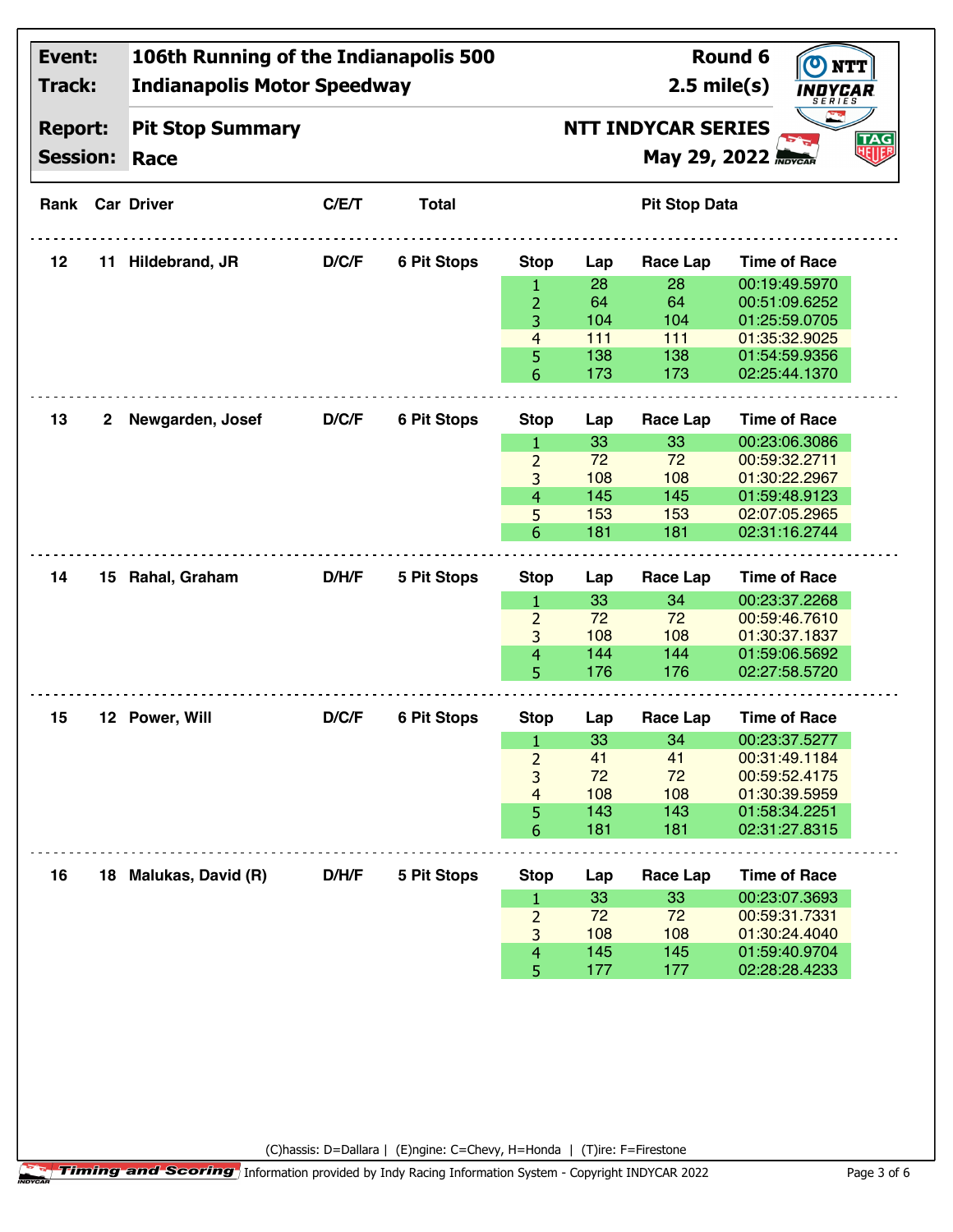| | |
|---|---|
| **Event:** | **106th Running of the Indianapolis 500** |
| **Track:** | **Indianapolis Motor Speedway** |
| **Report:** | **Pit Stop Summary** |
| **Session:** | **Race** |

**Round 6** | **2.5 mile(s)** | **NTT INDYCAR SERIES** | **May 29, 2022**

| Rank | Car | Driver | C/E/T | Total | Stop | Lap | Race Lap | Time of Race |
|---|---|---|---|---|---|---|---|---|
| 12 | 11 | Hildebrand, JR | D/C/F | 6 Pit Stops | 1 | 28 | 28 | 00:19:49.5970 |
| | | | | | 2 | 64 | 64 | 00:51:09.6252 |
| | | | | | 3 | 104 | 104 | 01:25:59.0705 |
| | | | | | 4 | 111 | 111 | 01:35:32.9025 |
| | | | | | 5 | 138 | 138 | 01:54:59.9356 |
| | | | | | 6 | 173 | 173 | 02:25:44.1370 |
| 13 | 2 | Newgarden, Josef | D/C/F | 6 Pit Stops | 1 | 33 | 33 | 00:23:06.3086 |
| | | | | | 2 | 72 | 72 | 00:59:32.2711 |
| | | | | | 3 | 108 | 108 | 01:30:22.2967 |
| | | | | | 4 | 145 | 145 | 01:59:48.9123 |
| | | | | | 5 | 153 | 153 | 02:07:05.2965 |
| | | | | | 6 | 181 | 181 | 02:31:16.2744 |
| 14 | 15 | Rahal, Graham | D/H/F | 5 Pit Stops | 1 | 33 | 34 | 00:23:37.2268 |
| | | | | | 2 | 72 | 72 | 00:59:46.7610 |
| | | | | | 3 | 108 | 108 | 01:30:37.1837 |
| | | | | | 4 | 144 | 144 | 01:59:06.5692 |
| | | | | | 5 | 176 | 176 | 02:27:58.5720 |
| 15 | 12 | Power, Will | D/C/F | 6 Pit Stops | 1 | 33 | 34 | 00:23:37.5277 |
| | | | | | 2 | 41 | 41 | 00:31:49.1184 |
| | | | | | 3 | 72 | 72 | 00:59:52.4175 |
| | | | | | 4 | 108 | 108 | 01:30:39.5959 |
| | | | | | 5 | 143 | 143 | 01:58:34.2251 |
| | | | | | 6 | 181 | 181 | 02:31:27.8315 |
| 16 | 18 | Malukas, David (R) | D/H/F | 5 Pit Stops | 1 | 33 | 33 | 00:23:07.3693 |
| | | | | | 2 | 72 | 72 | 00:59:31.7331 |
| | | | | | 3 | 108 | 108 | 01:30:24.4040 |
| | | | | | 4 | 145 | 145 | 01:59:40.9704 |
| | | | | | 5 | 177 | 177 | 02:28:28.4233 |

(C)hassis: D=Dallara | (E)ngine: C=Chevy, H=Honda | (T)ire: F=Firestone

Information provided by Indy Racing Information System - Copyright INDYCAR 2022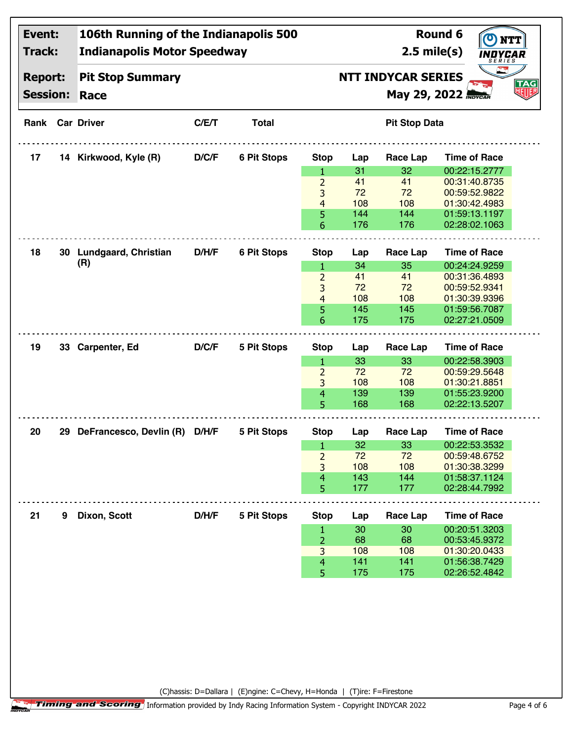| Event: | 106th Running of the Indianapolis 500 | Round 6 |
|---|---|---|
| Track: | Indianapolis Motor Speedway | 2.5 mile(s) |
| Report: | Pit Stop Summary | NTT INDYCAR SERIES |
| Session: | Race | May 29, 2022 |

| Rank | Car | Driver | C/E/T | Total | Stop | Lap | Race Lap | Time of Race |
|---|---|---|---|---|---|---|---|---|
| 17 | 14 | Kirkwood, Kyle (R) | D/C/F | 6 Pit Stops | 1 | 31 | 32 | 00:22:15.2777 |
| | | | | | 2 | 41 | 41 | 00:31:40.8735 |
| | | | | | 3 | 72 | 72 | 00:59:52.9822 |
| | | | | | 4 | 108 | 108 | 01:30:42.4983 |
| | | | | | 5 | 144 | 144 | 01:59:13.1197 |
| | | | | | 6 | 176 | 176 | 02:28:02.1063 |
| 18 | 30 | Lundgaard, Christian (R) | D/H/F | 6 Pit Stops | 1 | 34 | 35 | 00:24:24.9259 |
| | | | | | 2 | 41 | 41 | 00:31:36.4893 |
| | | | | | 3 | 72 | 72 | 00:59:52.9341 |
| | | | | | 4 | 108 | 108 | 01:30:39.9396 |
| | | | | | 5 | 145 | 145 | 01:59:56.7087 |
| | | | | | 6 | 175 | 175 | 02:27:21.0509 |
| 19 | 33 | Carpenter, Ed | D/C/F | 5 Pit Stops | 1 | 33 | 33 | 00:22:58.3903 |
| | | | | | 2 | 72 | 72 | 00:59:29.5648 |
| | | | | | 3 | 108 | 108 | 01:30:21.8851 |
| | | | | | 4 | 139 | 139 | 01:55:23.9200 |
| | | | | | 5 | 168 | 168 | 02:22:13.5207 |
| 20 | 29 | DeFrancesco, Devlin (R) | D/H/F | 5 Pit Stops | 1 | 32 | 33 | 00:22:53.3532 |
| | | | | | 2 | 72 | 72 | 00:59:48.6752 |
| | | | | | 3 | 108 | 108 | 01:30:38.3299 |
| | | | | | 4 | 143 | 144 | 01:58:37.1124 |
| | | | | | 5 | 177 | 177 | 02:28:44.7992 |
| 21 | 9 | Dixon, Scott | D/H/F | 5 Pit Stops | 1 | 30 | 30 | 00:20:51.3203 |
| | | | | | 2 | 68 | 68 | 00:53:45.9372 |
| | | | | | 3 | 108 | 108 | 01:30:20.0433 |
| | | | | | 4 | 141 | 141 | 01:56:38.7429 |
| | | | | | 5 | 175 | 175 | 02:26:52.4842 |

(C)hassis: D=Dallara | (E)ngine: C=Chevy, H=Honda | (T)ire: F=Firestone

Timing and Scoring | Information provided by Indy Racing Information System - Copyright INDYCAR 2022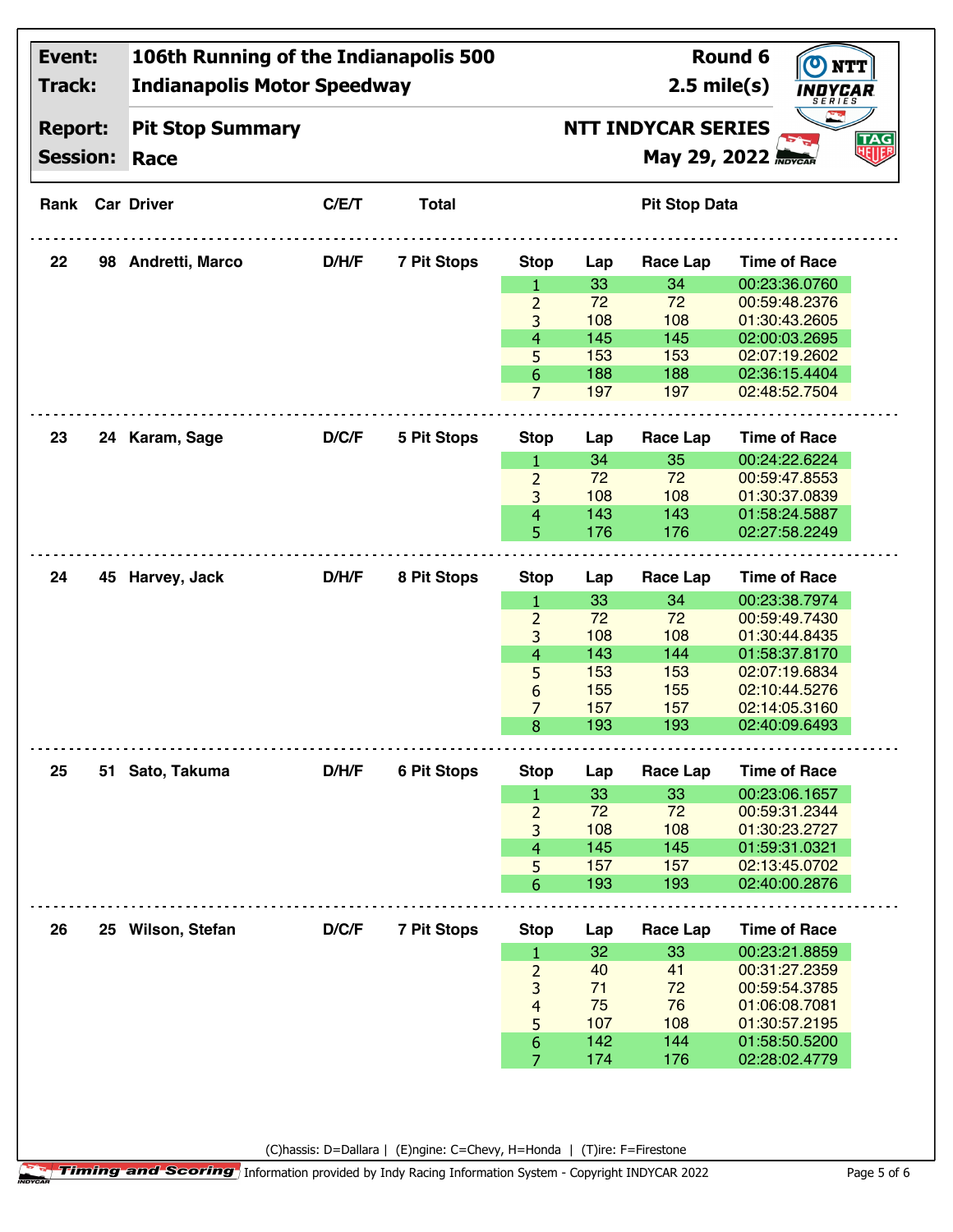| Event: | 106th Running of the Indianapolis 500 | Round 6 |
|---|---|---|
| Track: | Indianapolis Motor Speedway | 2.5 mile(s) |
| Report: | Pit Stop Summary | NTT INDYCAR SERIES |
| Session: | Race | May 29, 2022 |

| Rank | Car | Driver | C/E/T | Total | Stop | Lap | Race Lap | Time of Race |
|---|---|---|---|---|---|---|---|---|
| 22 | 98 | Andretti, Marco | D/H/F | 7 Pit Stops | 1 | 33 | 34 | 00:23:36.0760 |
| | | | | | 2 | 72 | 72 | 00:59:48.2376 |
| | | | | | 3 | 108 | 108 | 01:30:43.2605 |
| | | | | | 4 | 145 | 145 | 02:00:03.2695 |
| | | | | | 5 | 153 | 153 | 02:07:19.2602 |
| | | | | | 6 | 188 | 188 | 02:36:15.4404 |
| | | | | | 7 | 197 | 197 | 02:48:52.7504 |
| 23 | 24 | Karam, Sage | D/C/F | 5 Pit Stops | 1 | 34 | 35 | 00:24:22.6224 |
| | | | | | 2 | 72 | 72 | 00:59:47.8553 |
| | | | | | 3 | 108 | 108 | 01:30:37.0839 |
| | | | | | 4 | 143 | 143 | 01:58:24.5887 |
| | | | | | 5 | 176 | 176 | 02:27:58.2249 |
| 24 | 45 | Harvey, Jack | D/H/F | 8 Pit Stops | 1 | 33 | 34 | 00:23:38.7974 |
| | | | | | 2 | 72 | 72 | 00:59:49.7430 |
| | | | | | 3 | 108 | 108 | 01:30:44.8435 |
| | | | | | 4 | 143 | 144 | 01:58:37.8170 |
| | | | | | 5 | 153 | 153 | 02:07:19.6834 |
| | | | | | 6 | 155 | 155 | 02:10:44.5276 |
| | | | | | 7 | 157 | 157 | 02:14:05.3160 |
| | | | | | 8 | 193 | 193 | 02:40:09.6493 |
| 25 | 51 | Sato, Takuma | D/H/F | 6 Pit Stops | 1 | 33 | 33 | 00:23:06.1657 |
| | | | | | 2 | 72 | 72 | 00:59:31.2344 |
| | | | | | 3 | 108 | 108 | 01:30:23.2727 |
| | | | | | 4 | 145 | 145 | 01:59:31.0321 |
| | | | | | 5 | 157 | 157 | 02:13:45.0702 |
| | | | | | 6 | 193 | 193 | 02:40:00.2876 |
| 26 | 25 | Wilson, Stefan | D/C/F | 7 Pit Stops | 1 | 32 | 33 | 00:23:21.8859 |
| | | | | | 2 | 40 | 41 | 00:31:27.2359 |
| | | | | | 3 | 71 | 72 | 00:59:54.3785 |
| | | | | | 4 | 75 | 76 | 01:06:08.7081 |
| | | | | | 5 | 107 | 108 | 01:30:57.2195 |
| | | | | | 6 | 142 | 144 | 01:58:50.5200 |
| | | | | | 7 | 174 | 176 | 02:28:02.4779 |

(C)hassis: D=Dallara | (E)ngine: C=Chevy, H=Honda | (T)ire: F=Firestone

Timing and Scoring Information provided by Indy Racing Information System - Copyright INDYCAR 2022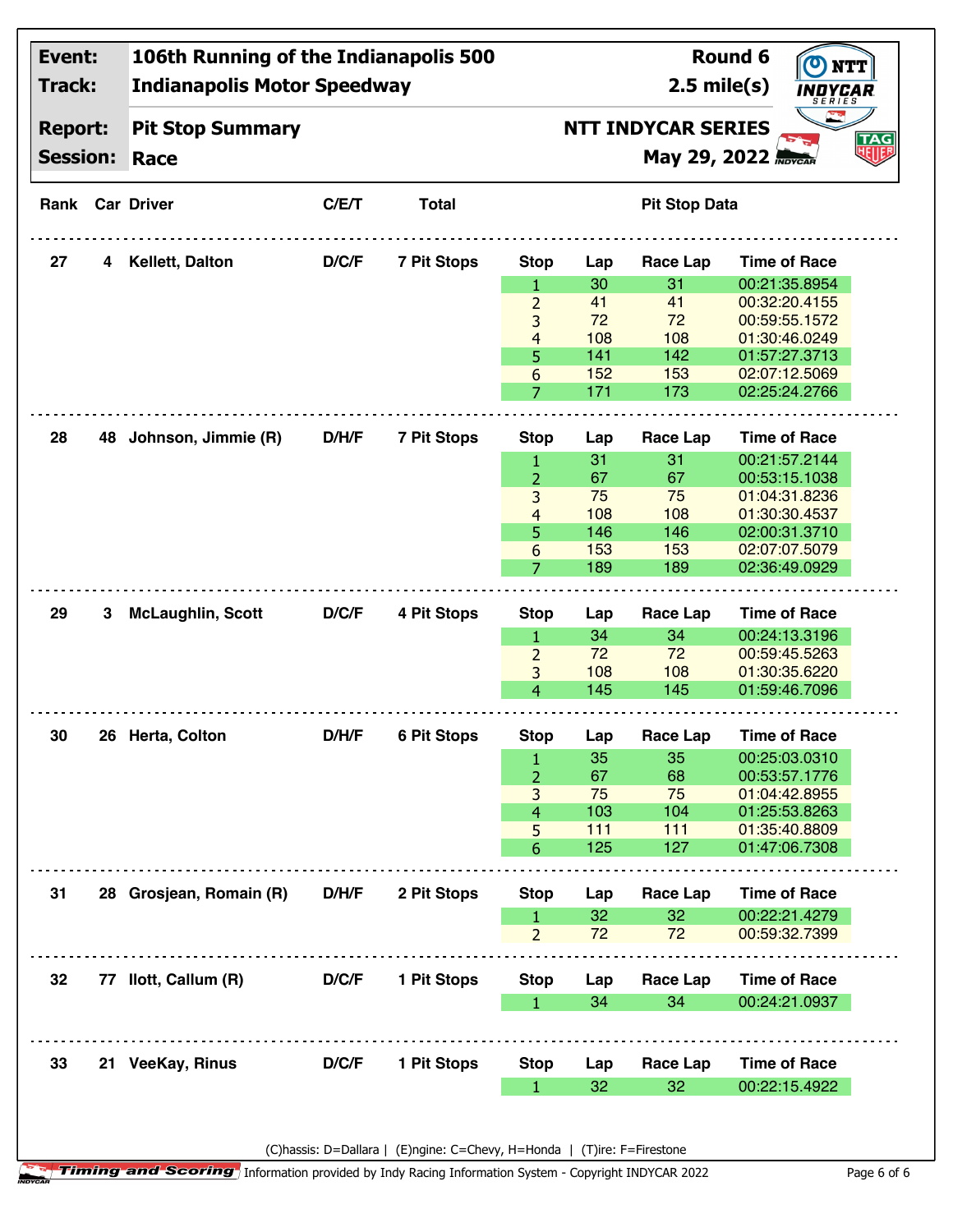| | | |
|---|---|---|
| **Event:** | **106th Running of the Indianapolis 500** | **Round 6** |
| **Track:** | **Indianapolis Motor Speedway** | **2.5 mile(s)** |
| **Report:** | **Pit Stop Summary** | **NTT INDYCAR SERIES** |
| **Session:** | **Race** | **May 29, 2022** |

| Rank | Car | Driver | C/E/T | Total | Stop | Lap | Race Lap | Time of Race |
|---|---|---|---|---|---|---|---|---|
| 27 | 4 | Kellett, Dalton | D/C/F | 7 Pit Stops | 1 | 30 | 31 | 00:21:35.8954 |
| | | | | | 2 | 41 | 41 | 00:32:20.4155 |
| | | | | | 3 | 72 | 72 | 00:59:55.1572 |
| | | | | | 4 | 108 | 108 | 01:30:46.0249 |
| | | | | | 5 | 141 | 142 | 01:57:27.3713 |
| | | | | | 6 | 152 | 153 | 02:07:12.5069 |
| | | | | | 7 | 171 | 173 | 02:25:24.2766 |
| 28 | 48 | Johnson, Jimmie (R) | D/H/F | 7 Pit Stops | 1 | 31 | 31 | 00:21:57.2144 |
| | | | | | 2 | 67 | 67 | 00:53:15.1038 |
| | | | | | 3 | 75 | 75 | 01:04:31.8236 |
| | | | | | 4 | 108 | 108 | 01:30:30.4537 |
| | | | | | 5 | 146 | 146 | 02:00:31.3710 |
| | | | | | 6 | 153 | 153 | 02:07:07.5079 |
| | | | | | 7 | 189 | 189 | 02:36:49.0929 |
| 29 | 3 | McLaughlin, Scott | D/C/F | 4 Pit Stops | 1 | 34 | 34 | 00:24:13.3196 |
| | | | | | 2 | 72 | 72 | 00:59:45.5263 |
| | | | | | 3 | 108 | 108 | 01:30:35.6220 |
| | | | | | 4 | 145 | 145 | 01:59:46.7096 |
| 30 | 26 | Herta, Colton | D/H/F | 6 Pit Stops | 1 | 35 | 35 | 00:25:03.0310 |
| | | | | | 2 | 67 | 68 | 00:53:57.1776 |
| | | | | | 3 | 75 | 75 | 01:04:42.8955 |
| | | | | | 4 | 103 | 104 | 01:25:53.8263 |
| | | | | | 5 | 111 | 111 | 01:35:40.8809 |
| | | | | | 6 | 125 | 127 | 01:47:06.7308 |
| 31 | 28 | Grosjean, Romain (R) | D/H/F | 2 Pit Stops | 1 | 32 | 32 | 00:22:21.4279 |
| | | | | | 2 | 72 | 72 | 00:59:32.7399 |
| 32 | 77 | Ilott, Callum (R) | D/C/F | 1 Pit Stops | 1 | 34 | 34 | 00:24:21.0937 |
| 33 | 21 | VeeKay, Rinus | D/C/F | 1 Pit Stops | 1 | 32 | 32 | 00:22:15.4922 |

(C)hassis: D=Dallara | (E)ngine: C=Chevy, H=Honda | (T)ire: F=Firestone

Timing and Scoring Information provided by Indy Racing Information System - Copyright INDYCAR 2022